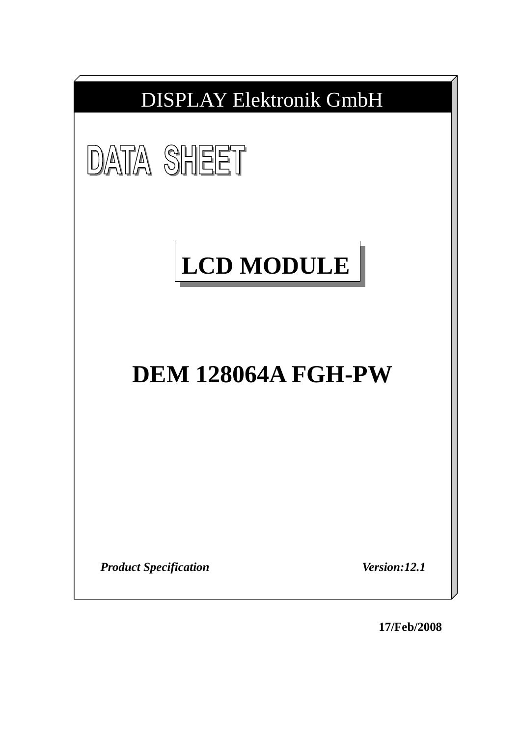# DISPLAY Elektronik GmbH

## DATA SHEET

## LCD MODULE

# DEM 128064A FGH-PW

***Product Specification*** ***Version:12.1***

**17/Feb/2008**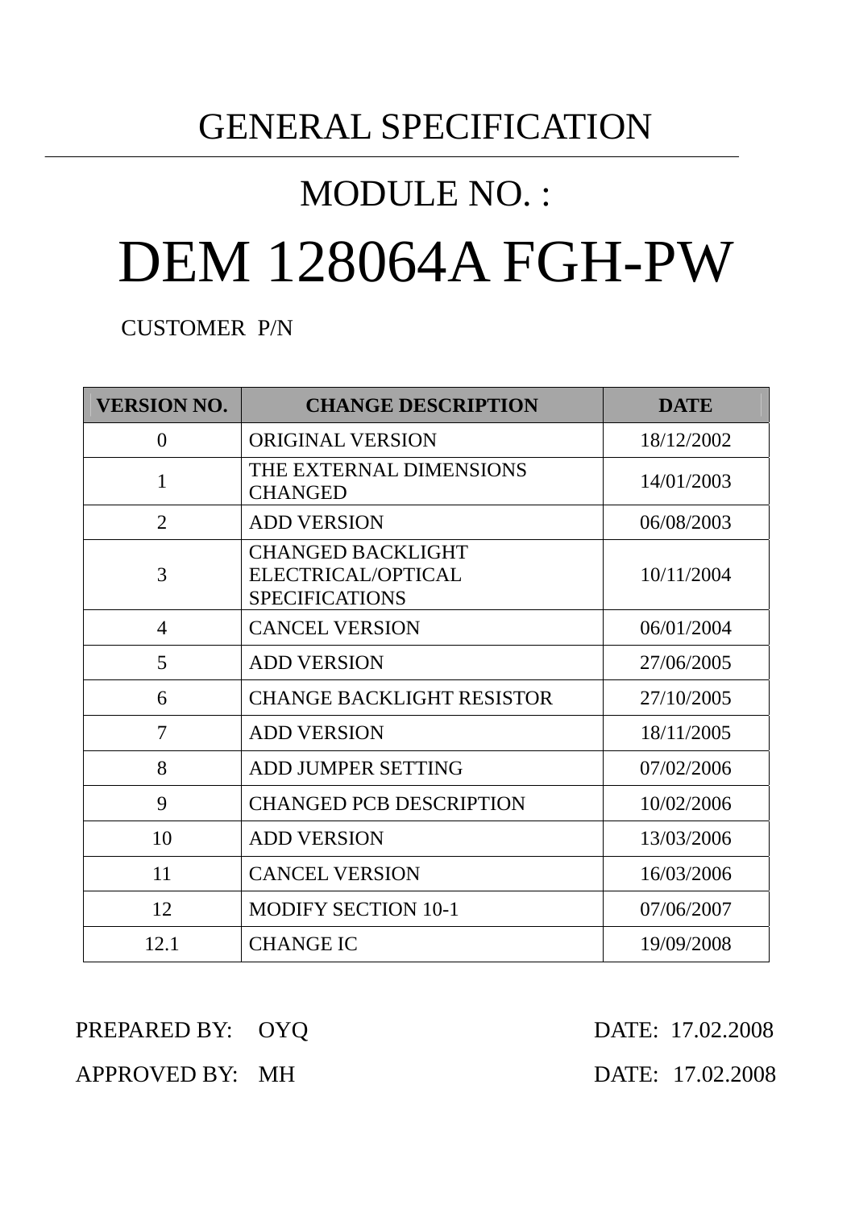# GENERAL SPECIFICATION

## MODULE NO. :

# DEM 128064A FGH-PW

CUSTOMER P/N

| VERSION NO. | CHANGE DESCRIPTION | DATE |
|---|---|---|
| 0 | ORIGINAL VERSION | 18/12/2002 |
| 1 | THE EXTERNAL DIMENSIONS CHANGED | 14/01/2003 |
| 2 | ADD VERSION | 06/08/2003 |
| 3 | CHANGED BACKLIGHT ELECTRICAL/OPTICAL SPECIFICATIONS | 10/11/2004 |
| 4 | CANCEL VERSION | 06/01/2004 |
| 5 | ADD VERSION | 27/06/2005 |
| 6 | CHANGE BACKLIGHT RESISTOR | 27/10/2005 |
| 7 | ADD VERSION | 18/11/2005 |
| 8 | ADD JUMPER SETTING | 07/02/2006 |
| 9 | CHANGED PCB DESCRIPTION | 10/02/2006 |
| 10 | ADD VERSION | 13/03/2006 |
| 11 | CANCEL VERSION | 16/03/2006 |
| 12 | MODIFY SECTION 10-1 | 07/06/2007 |
| 12.1 | CHANGE IC | 19/09/2008 |

PREPARED BY: OYQ DATE: 17.02.2008

APPROVED BY: MH DATE: 17.02.2008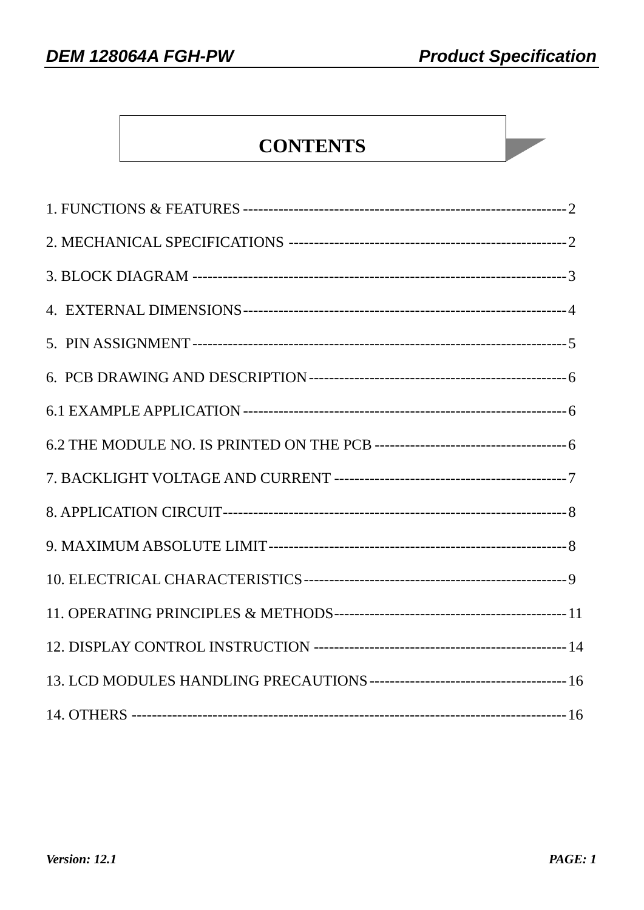# CONTENTS

1. FUNCTIONS & FEATURES -------------------------------------------------------------- 2

2. MECHANICAL SPECIFICATIONS ----------------------------------------------------- 2

3. BLOCK DIAGRAM ----------------------------------------------------------------------- 3

4. EXTERNAL DIMENSIONS------------------------------------------------------------- 4

5. PIN ASSIGNMENT ---------------------------------------------------------------------- 5

6. PCB DRAWING AND DESCRIPTION------------------------------------------------ 6

6.1 EXAMPLE APPLICATION ----------------------------------------------------------- 6

6.2 THE MODULE NO. IS PRINTED ON THE PCB -------------------------------- 6

7. BACKLIGHT VOLTAGE AND CURRENT ---------------------------------------- 7

8. APPLICATION CIRCUIT--------------------------------------------------------------- 8

9. MAXIMUM ABSOLUTE LIMIT------------------------------------------------------ 8

10. ELECTRICAL CHARACTERISTICS----------------------------------------------- 9

11. OPERATING PRINCIPLES & METHODS---------------------------------------- 11

12. DISPLAY CONTROL INSTRUCTION -------------------------------------------- 14

13. LCD MODULES HANDLING PRECAUTIONS --------------------------------- 16

14. OTHERS --------------------------------------------------------------------------------- 16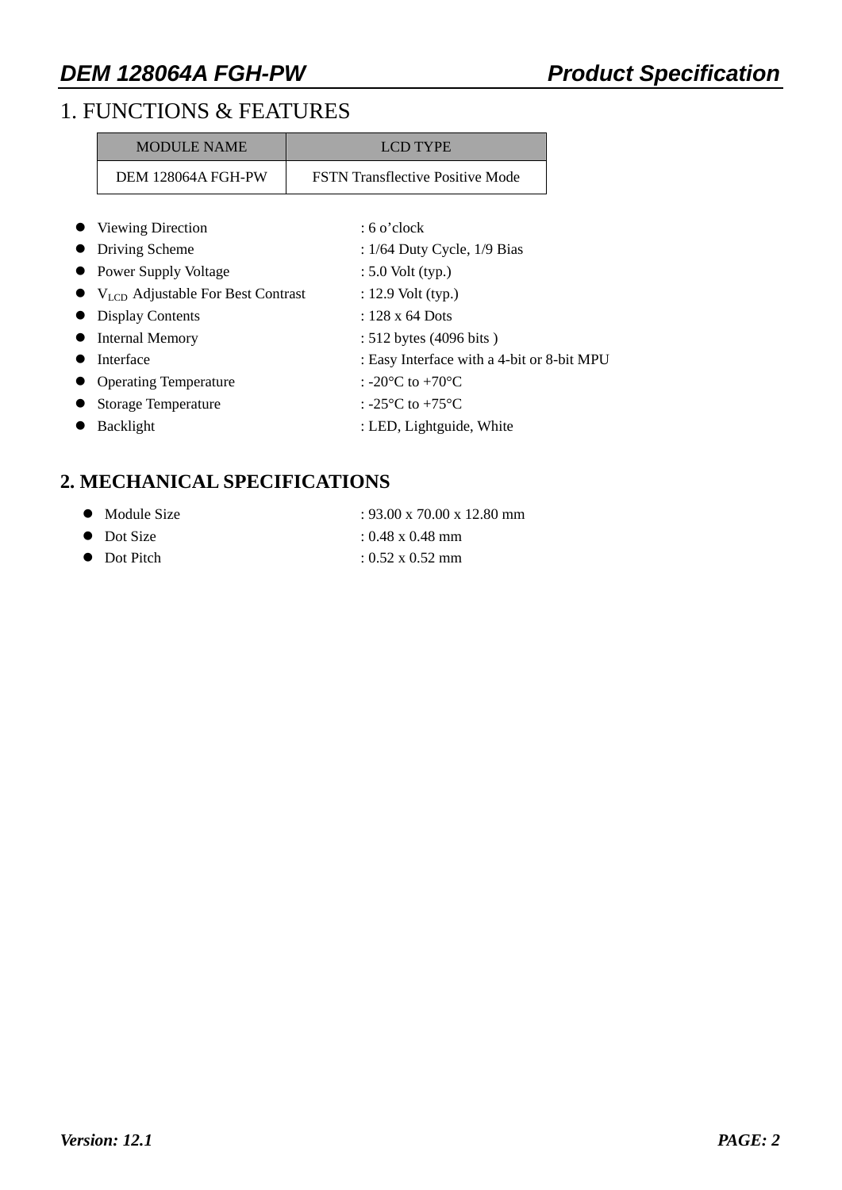# 1. FUNCTIONS & FEATURES

| MODULE NAME | LCD TYPE |
|---|---|
| DEM 128064A FGH-PW | FSTN Transflective Positive Mode |

- Viewing Direction : 6 o'clock
- Driving Scheme : 1/64 Duty Cycle, 1/9 Bias
- Power Supply Voltage : 5.0 Volt (typ.)
- $V_{LCD}$ Adjustable For Best Contrast : 12.9 Volt (typ.)
- Display Contents : 128 x 64 Dots
- Internal Memory : 512 bytes (4096 bits )
- Interface : Easy Interface with a 4-bit or 8-bit MPU
- Operating Temperature : -20°C to +70°C
- Storage Temperature : -25°C to +75°C
- Backlight : LED, Lightguide, White

## 2. MECHANICAL SPECIFICATIONS

- Module Size : 93.00 x 70.00 x 12.80 mm
- Dot Size : 0.48 x 0.48 mm
- Dot Pitch : 0.52 x 0.52 mm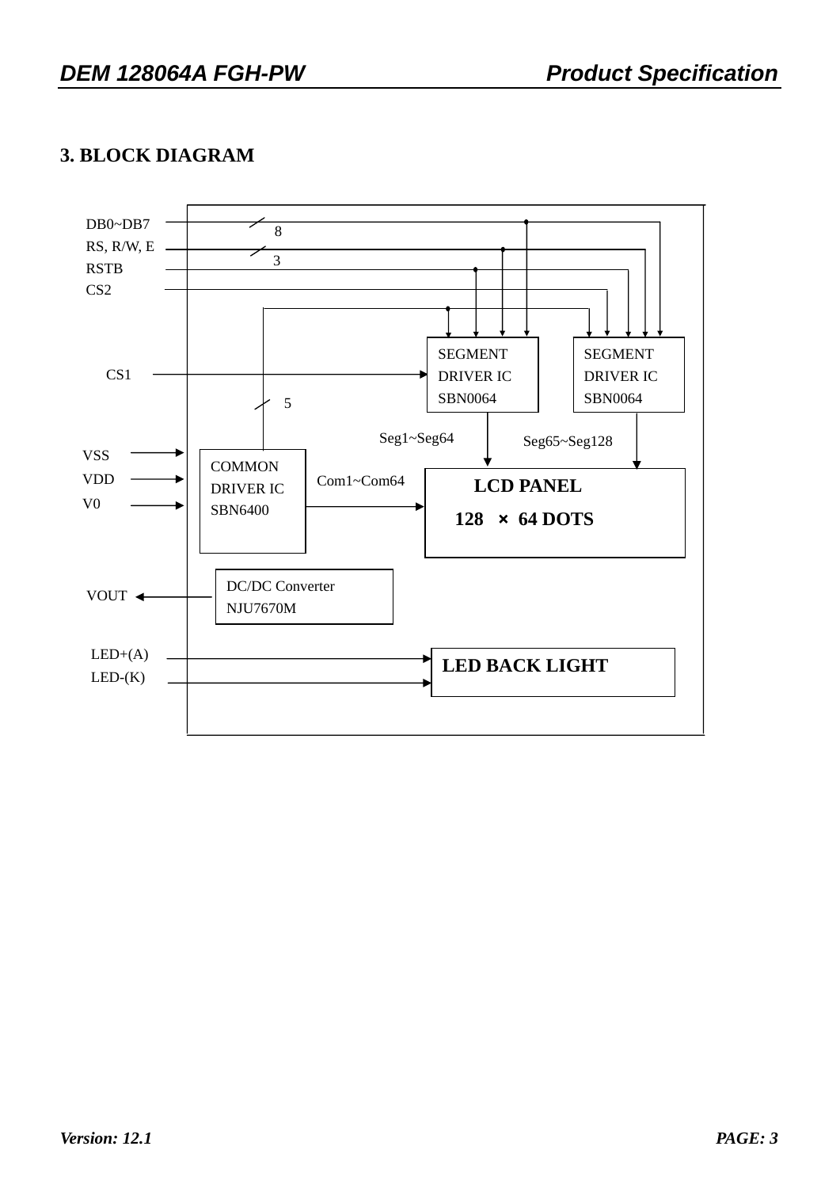## 3. BLOCK DIAGRAM

DB0~DB7

8

RS, R/W, E

3

RSTB

CS2

SEGMENT DRIVER IC SBN0064

SEGMENT DRIVER IC SBN0064

CS1

5

Seg1~Seg64

Seg65~Seg128

VSS

VDD

V0

COMMON DRIVER IC SBN6400

Com1~Com64

LCD PANEL

128 × 64 DOTS

VOUT

DC/DC Converter NJU7670M

LED+(A)

LED-(K)

LED BACK LIGHT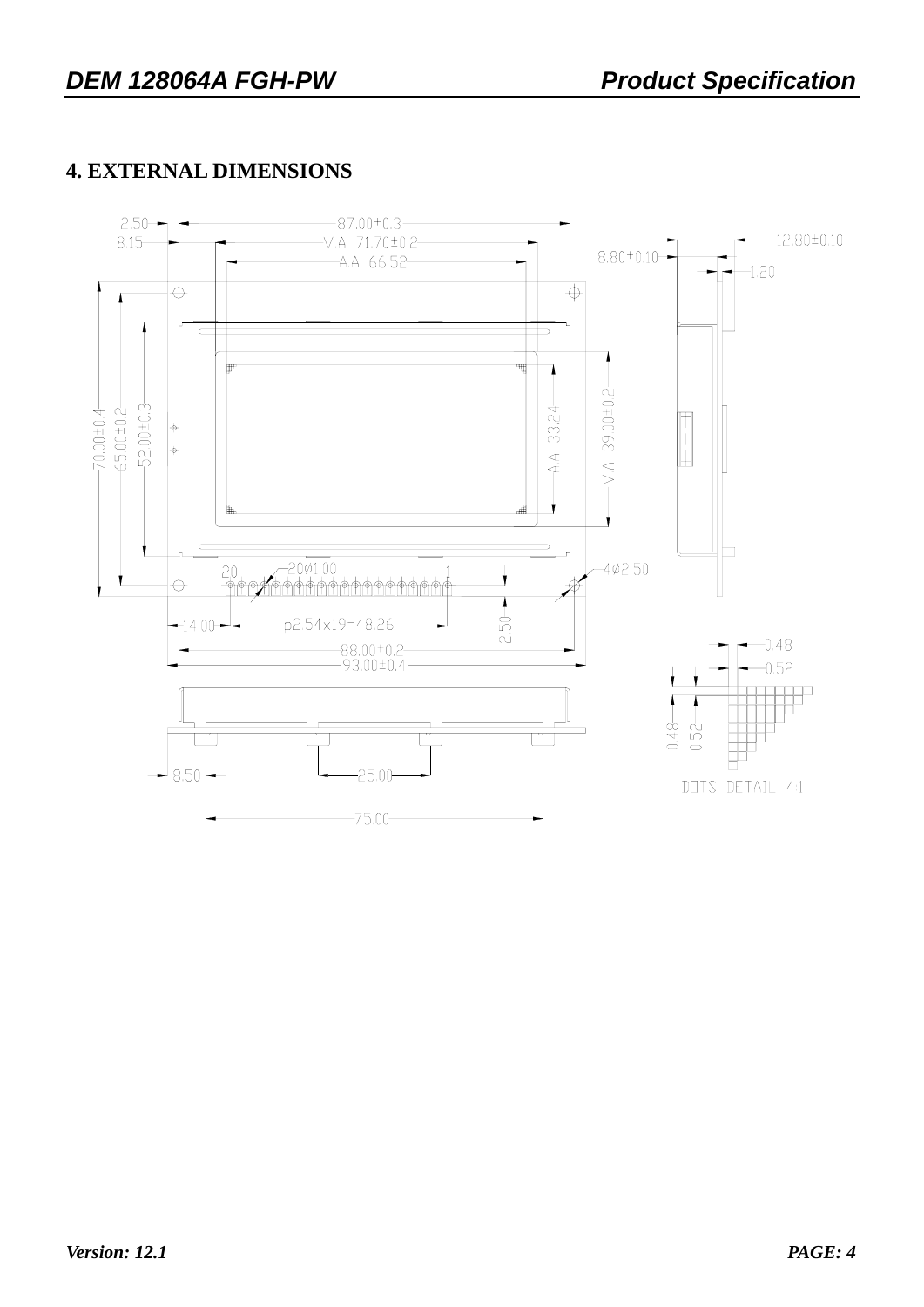## 4. EXTERNAL DIMENSIONS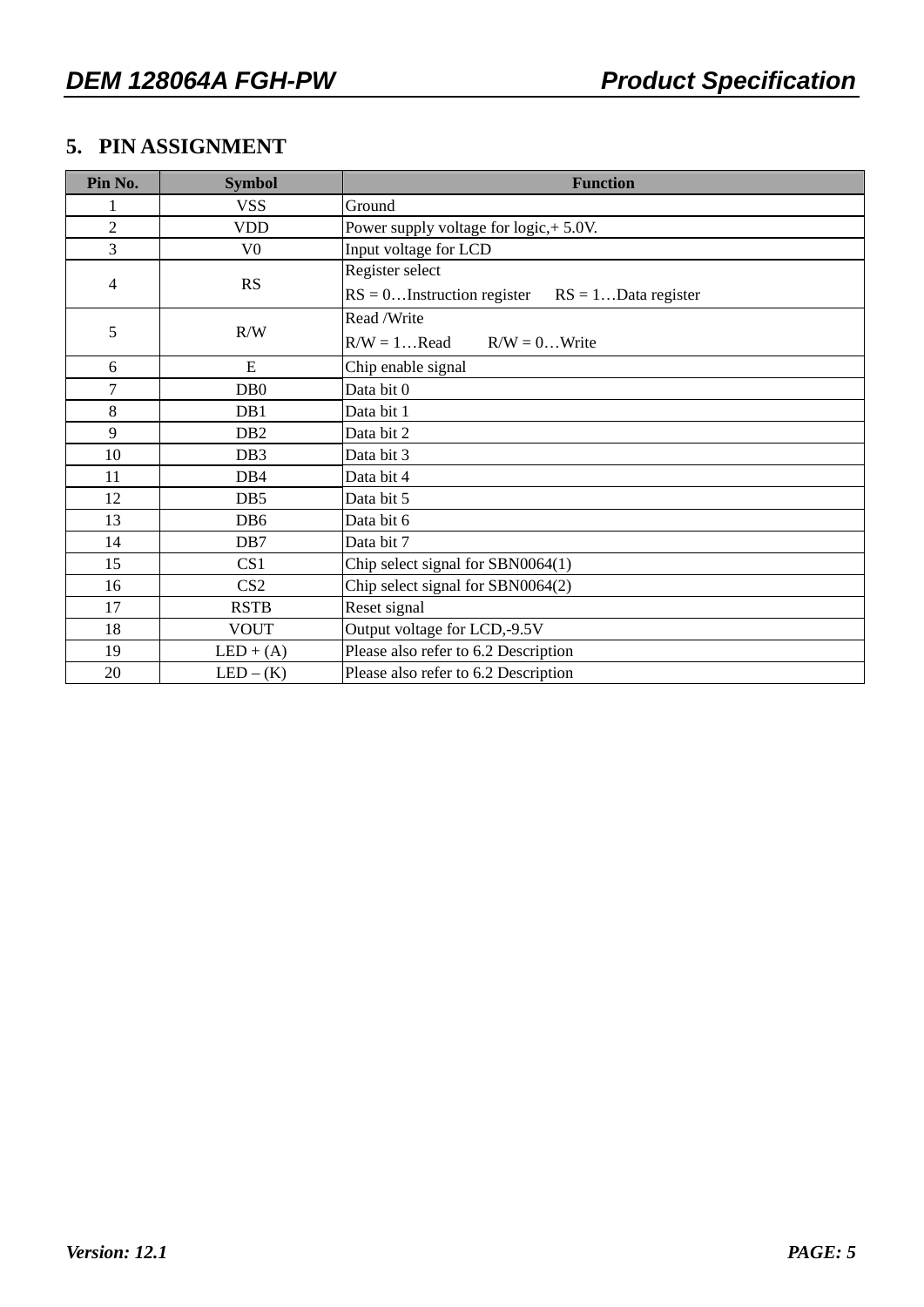## 5. PIN ASSIGNMENT

| Pin No. | Symbol | Function |
|---|---|---|
| 1 | VSS | Ground |
| 2 | VDD | Power supply voltage for logic,+ 5.0V. |
| 3 | V0 | Input voltage for LCD |
| 4 | RS | Register select<br>RS = 0…Instruction register RS = 1…Data register |
| 5 | R/W | Read /Write<br>R/W = 1…Read R/W = 0…Write |
| 6 | E | Chip enable signal |
| 7 | DB0 | Data bit 0 |
| 8 | DB1 | Data bit 1 |
| 9 | DB2 | Data bit 2 |
| 10 | DB3 | Data bit 3 |
| 11 | DB4 | Data bit 4 |
| 12 | DB5 | Data bit 5 |
| 13 | DB6 | Data bit 6 |
| 14 | DB7 | Data bit 7 |
| 15 | CS1 | Chip select signal for SBN0064(1) |
| 16 | CS2 | Chip select signal for SBN0064(2) |
| 17 | RSTB | Reset signal |
| 18 | VOUT | Output voltage for LCD,-9.5V |
| 19 | LED + (A) | Please also refer to 6.2 Description |
| 20 | LED – (K) | Please also refer to 6.2 Description |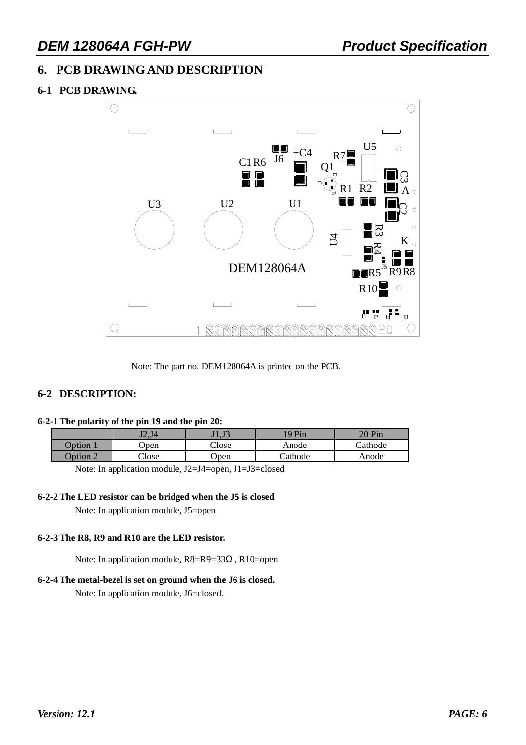## 6. PCB DRAWING AND DESCRIPTION

### 6-1 PCB DRAWING.

Note: The part no. DEM128064A is printed on the PCB.

### 6-2 DESCRIPTION:

**6-2-1 The polarity of the pin 19 and the pin 20:**

| | J2,J4 | J1,J3 | 19 Pin | 20 Pin |
|---|---|---|---|---|
| Option 1 | Open | Close | Anode | Cathode |
| Option 2 | Close | Open | Cathode | Anode |

Note: In application module, J2=J4=open, J1=J3=closed

**6-2-2 The LED resistor can be bridged when the J5 is closed**

Note: In application module, J5=open

**6-2-3 The R8, R9 and R10 are the LED resistor.**

Note: In application module, R8=R9=33Ω , R10=open

**6-2-4 The metal-bezel is set on ground when the J6 is closed.**

Note: In application module, J6=closed.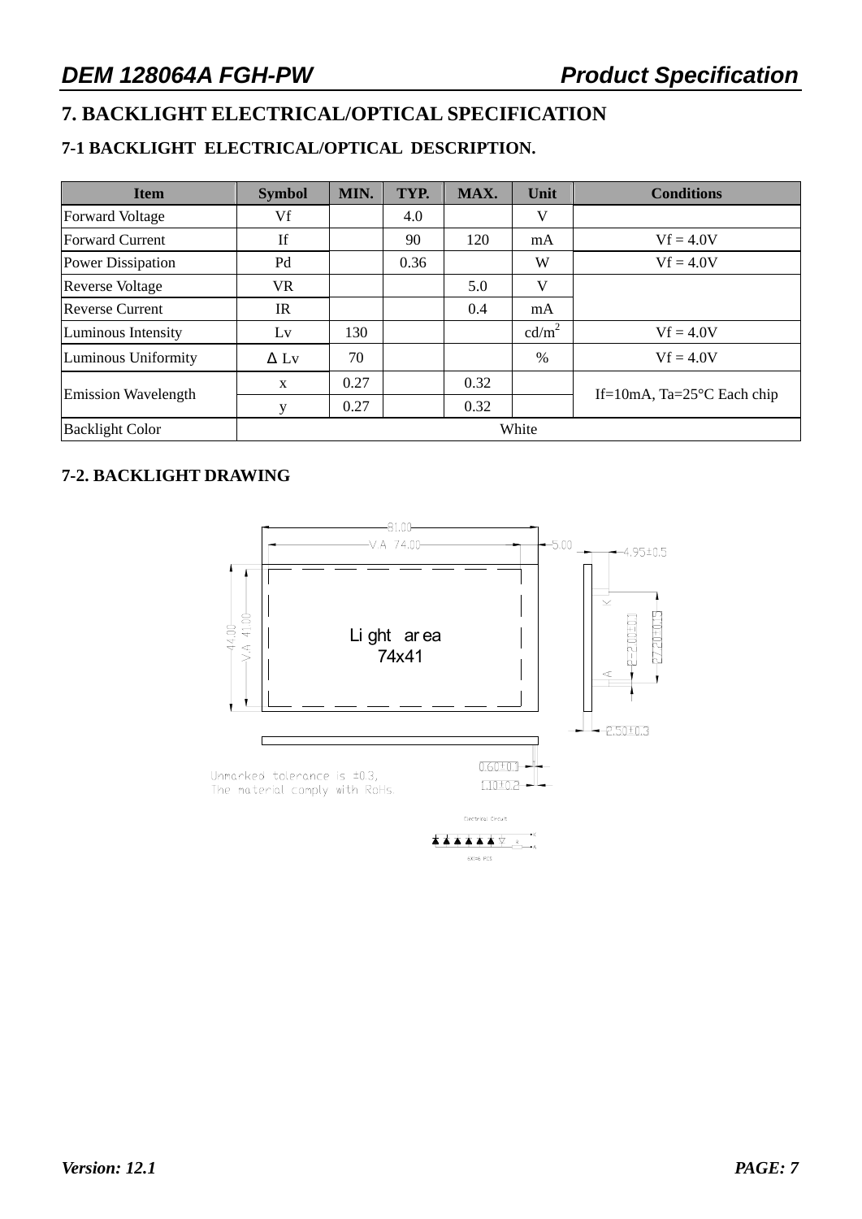# 7. BACKLIGHT ELECTRICAL/OPTICAL SPECIFICATION

## 7-1 BACKLIGHT ELECTRICAL/OPTICAL DESCRIPTION.

| Item | Symbol | MIN. | TYP. | MAX. | Unit | Conditions |
|---|---|---|---|---|---|---|
| Forward Voltage | Vf | | 4.0 | | V | |
| Forward Current | If | | 90 | 120 | mA | Vf = 4.0V |
| Power Dissipation | Pd | | 0.36 | | W | Vf = 4.0V |
| Reverse Voltage | VR | | | 5.0 | V | |
| Reverse Current | IR | | | 0.4 | mA | |
| Luminous Intensity | Lv | 130 | | | cd/m$^2$ | Vf = 4.0V |
| Luminous Uniformity | Δ Lv | 70 | | | % | Vf = 4.0V |
| Emission Wavelength | x | 0.27 | | 0.32 | | If=10mA, Ta=25°C Each chip |
| | y | 0.27 | | 0.32 | | |
| Backlight Color | White | | | | | |

## 7-2. BACKLIGHT DRAWING

81.00
V.A 74.00
5.00
4.95±0.5
44.00
V.A 41.00
Light area
74x41
K
A
2-2.00±0.1
27.20±0.15
2.50±0.3
0.60±0.1
1.10±0.2

Unmarked tolerance is ±0.3,
The material comply with RoHs.

Electrical Circuit
K
A
6X1=6 PCS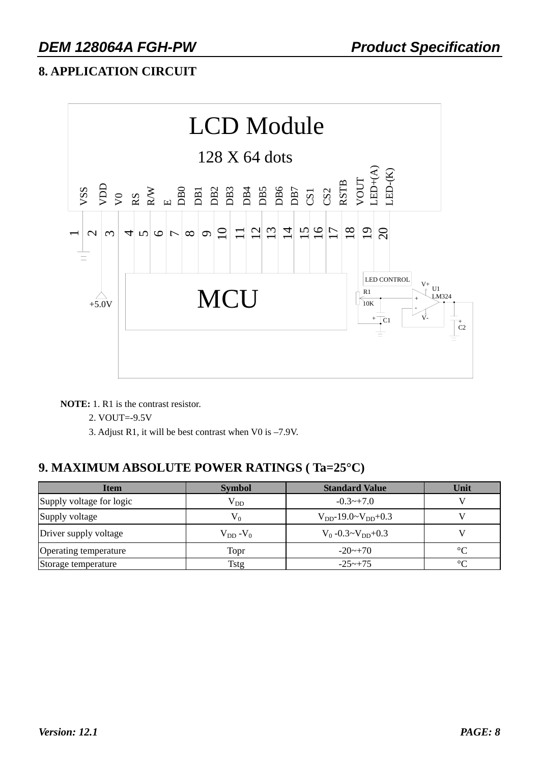## 8. APPLICATION CIRCUIT

LCD Module

128 X 64 dots

| Pin | 1 | 2 | 3 | 4 | 5 | 6 | 7 | 8 | 9 | 10 | 11 | 12 | 13 | 14 | 15 | 16 | 17 | 18 | 19 | 20 |
|---|---|---|---|---|---|---|---|---|---|---|---|---|---|---|---|---|---|---|---|---|
| Signal | VSS | VDD | V0 | RS | R/W | E | DB0 | DB1 | DB2 | DB3 | DB4 | DB5 | DB6 | DB7 | CS1 | CS2 | RSTB | VOUT | LED+(A) | LED-(K) |

+5.0V

MCU

LED CONTROL

R1 10K

C1

V+ U1 LM324

V-

C2

**NOTE:** 1. R1 is the contrast resistor.

2. VOUT=-9.5V

3. Adjust R1, it will be best contrast when V0 is –7.9V.

## 9. MAXIMUM ABSOLUTE POWER RATINGS ( Ta=25°C)

| Item | Symbol | Standard Value | Unit |
|---|---|---|---|
| Supply voltage for logic | $V_{DD}$ | -0.3~+7.0 | V |
| Supply voltage | $V_0$ | $V_{DD}$-19.0~$V_{DD}$+0.3 | V |
| Driver supply voltage | $V_{DD}$ -$V_0$ | $V_0$ -0.3~$V_{DD}$+0.3 | V |
| Operating temperature | Topr | -20~+70 | °C |
| Storage temperature | Tstg | -25~+75 | °C |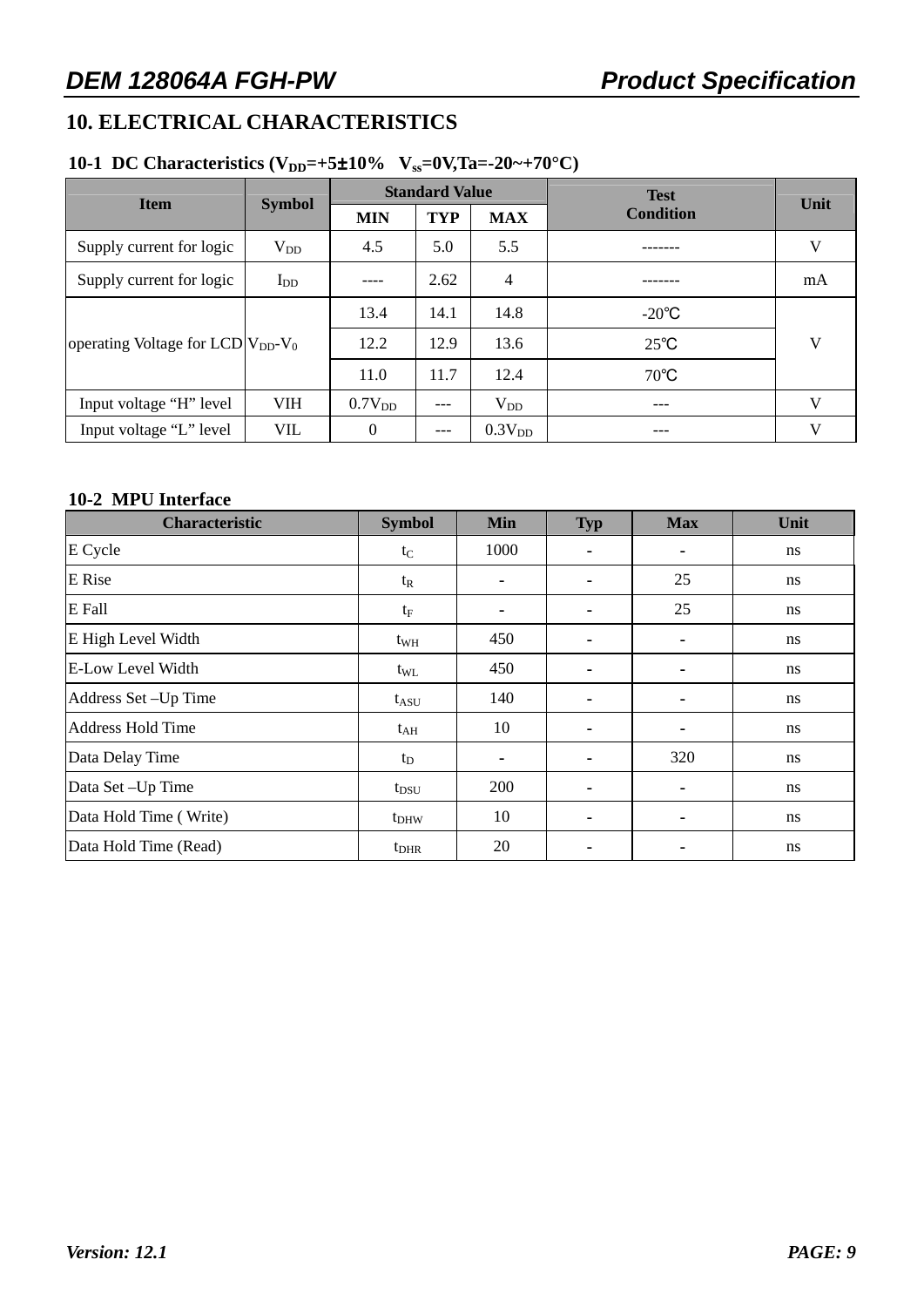## 10. ELECTRICAL CHARACTERISTICS

### 10-1 DC Characteristics ($V_{DD}$=+5±10% $V_{ss}$=0V,Ta=-20~+70°C)

| Item | Symbol | Standard Value | | | Test Condition | Unit |
|---|---|---|---|---|---|---|
| | | MIN | TYP | MAX | | |
| Supply current for logic | $V_{DD}$ | 4.5 | 5.0 | 5.5 | ------- | V |
| Supply current for logic | $I_{DD}$ | ---- | 2.62 | 4 | ------- | mA |
| operating Voltage for LCD | $V_{DD}$-$V_0$ | 13.4 | 14.1 | 14.8 | -20℃ | V |
| | | 12.2 | 12.9 | 13.6 | 25℃ | |
| | | 11.0 | 11.7 | 12.4 | 70℃ | |
| Input voltage "H" level | VIH | 0.7$V_{DD}$ | --- | $V_{DD}$ | --- | V |
| Input voltage "L" level | VIL | 0 | --- | 0.3$V_{DD}$ | --- | V |

### 10-2 MPU Interface

| Characteristic | Symbol | Min | Typ | Max | Unit |
|---|---|---|---|---|---|
| E Cycle | $t_C$ | 1000 | - | - | ns |
| E Rise | $t_R$ | - | - | 25 | ns |
| E Fall | $t_F$ | - | - | 25 | ns |
| E High Level Width | $t_{WH}$ | 450 | - | - | ns |
| E-Low Level Width | $t_{WL}$ | 450 | - | - | ns |
| Address Set –Up Time | $t_{ASU}$ | 140 | - | - | ns |
| Address Hold Time | $t_{AH}$ | 10 | - | - | ns |
| Data Delay Time | $t_D$ | - | - | 320 | ns |
| Data Set –Up Time | $t_{DSU}$ | 200 | - | - | ns |
| Data Hold Time ( Write) | $t_{DHW}$ | 10 | - | - | ns |
| Data Hold Time (Read) | $t_{DHR}$ | 20 | - | - | ns |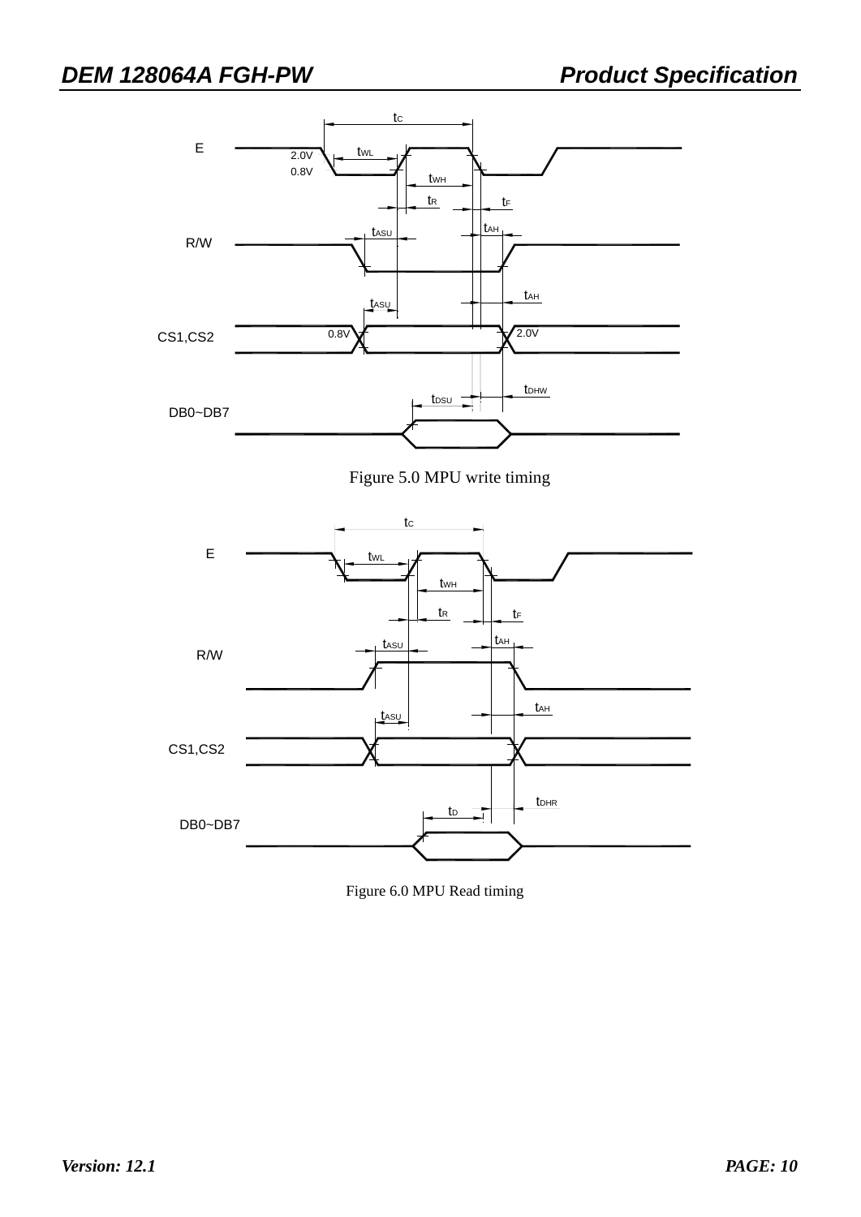Figure 5.0 MPU write timing

Figure 6.0 MPU Read timing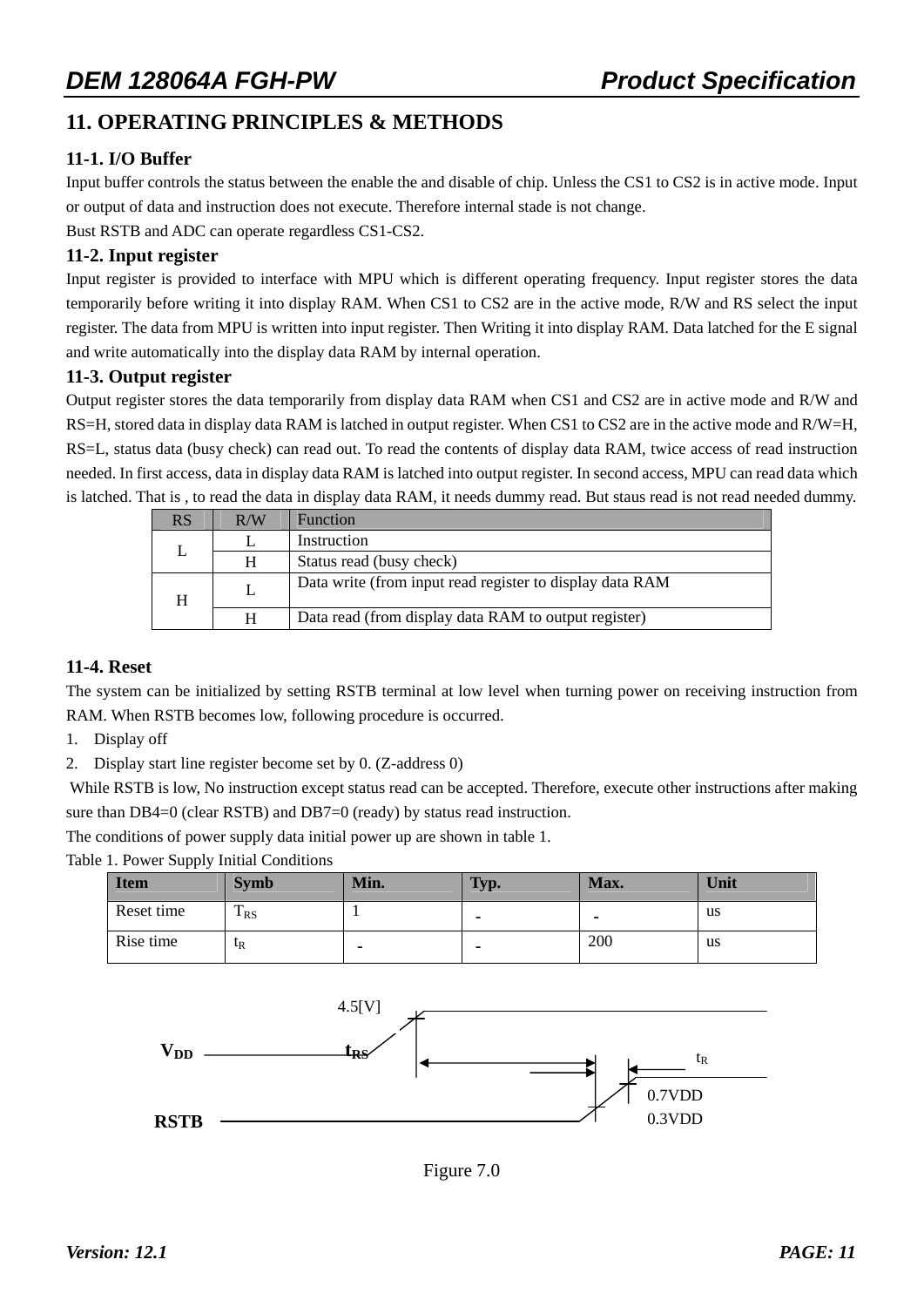# 11. OPERATING PRINCIPLES & METHODS

### 11-1. I/O Buffer

Input buffer controls the status between the enable the and disable of chip. Unless the CS1 to CS2 is in active mode. Input or output of data and instruction does not execute. Therefore internal stade is not change.
Bust RSTB and ADC can operate regardless CS1-CS2.

### 11-2. Input register

Input register is provided to interface with MPU which is different operating frequency. Input register stores the data temporarily before writing it into display RAM. When CS1 to CS2 are in the active mode, R/W and RS select the input register. The data from MPU is written into input register. Then Writing it into display RAM. Data latched for the E signal and write automatically into the display data RAM by internal operation.

### 11-3. Output register

Output register stores the data temporarily from display data RAM when CS1 and CS2 are in active mode and R/W and RS=H, stored data in display data RAM is latched in output register. When CS1 to CS2 are in the active mode and R/W=H, RS=L, status data (busy check) can read out. To read the contents of display data RAM, twice access of read instruction needed. In first access, data in display data RAM is latched into output register. In second access, MPU can read data which is latched. That is , to read the data in display data RAM, it needs dummy read. But staus read is not read needed dummy.

| RS | R/W | Function |
|---|---|---|
| L | L | Instruction |
| | H | Status read (busy check) |
| H | L | Data write (from input read register to display data RAM |
| | H | Data read (from display data RAM to output register) |

### 11-4. Reset

The system can be initialized by setting RSTB terminal at low level when turning power on receiving instruction from RAM. When RSTB becomes low, following procedure is occurred.

1. Display off
2. Display start line register become set by 0. (Z-address 0)

While RSTB is low, No instruction except status read can be accepted. Therefore, execute other instructions after making sure than DB4=0 (clear RSTB) and DB7=0 (ready) by status read instruction.
The conditions of power supply data initial power up are shown in table 1.

Table 1. Power Supply Initial Conditions

| Item | Symb | Min. | Typ. | Max. | Unit |
|---|---|---|---|---|---|
| Reset time | $T_{RS}$ | 1 | - | - | us |
| Rise time | $t_R$ | - | - | 200 | us |

4.5[V]

$V_{DD}$ $t_{RS}$ $t_R$

0.7VDD

RSTB 0.3VDD

Figure 7.0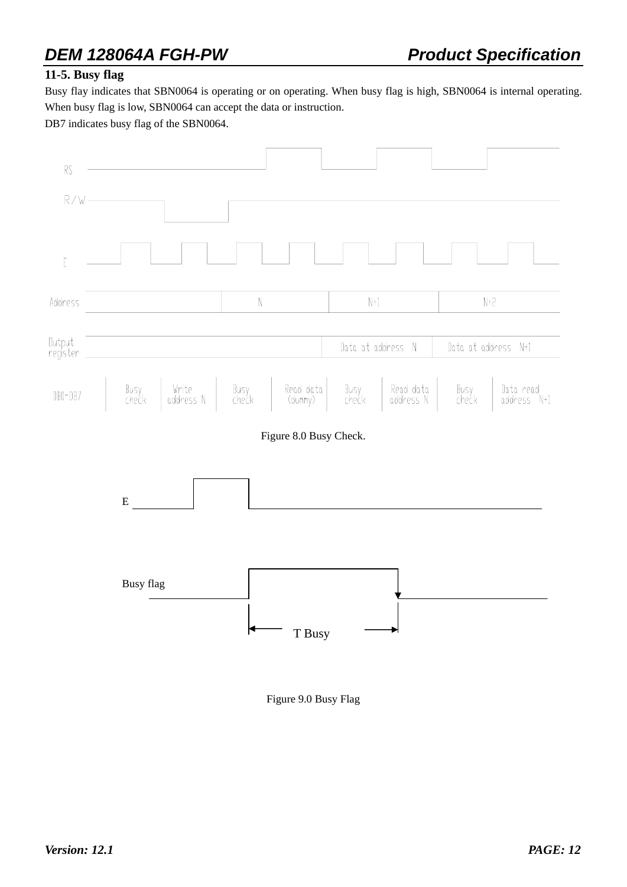## 11-5. Busy flag

Busy flay indicates that SBN0064 is operating or on operating. When busy flag is high, SBN0064 is internal operating. When busy flag is low, SBN0064 can accept the data or instruction.

DB7 indicates busy flag of the SBN0064.

Figure 8.0 Busy Check.

Figure 9.0 Busy Flag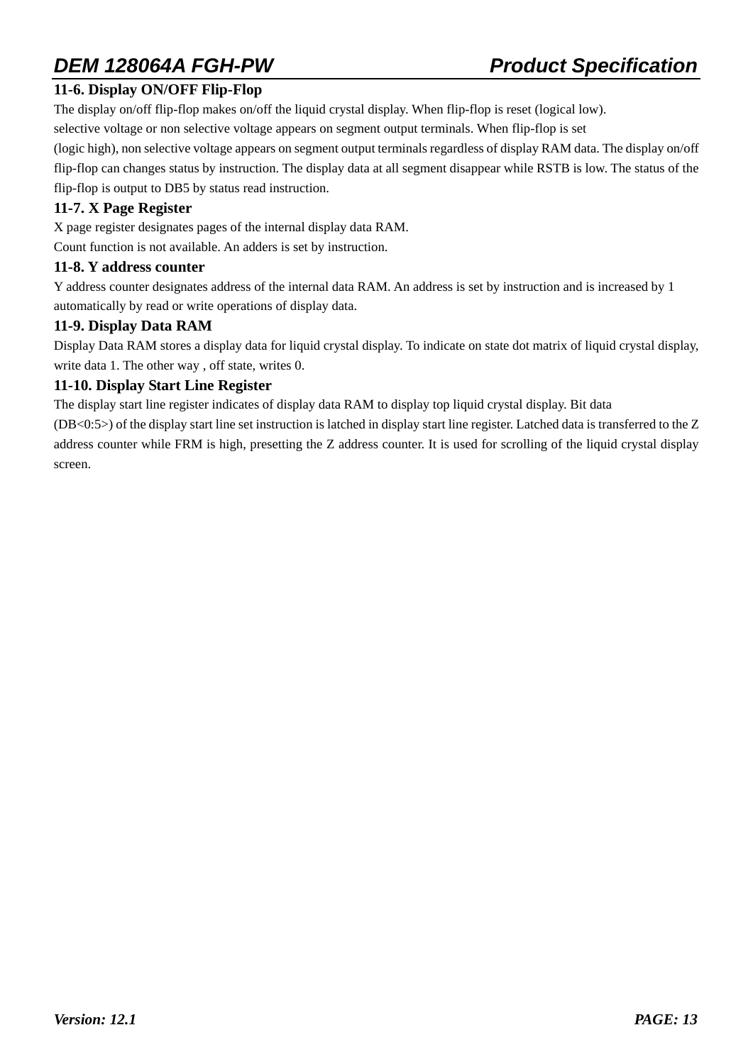### 11-6. Display ON/OFF Flip-Flop

The display on/off flip-flop makes on/off the liquid crystal display. When flip-flop is reset (logical low).
selective voltage or non selective voltage appears on segment output terminals. When flip-flop is set
(logic high), non selective voltage appears on segment output terminals regardless of display RAM data. The display on/off flip-flop can changes status by instruction. The display data at all segment disappear while RSTB is low. The status of the flip-flop is output to DB5 by status read instruction.

### 11-7. X Page Register

X page register designates pages of the internal display data RAM.
Count function is not available. An adders is set by instruction.

### 11-8. Y address counter

Y address counter designates address of the internal data RAM. An address is set by instruction and is increased by 1 automatically by read or write operations of display data.

### 11-9. Display Data RAM

Display Data RAM stores a display data for liquid crystal display. To indicate on state dot matrix of liquid crystal display, write data 1. The other way , off state, writes 0.

### 11-10. Display Start Line Register

The display start line register indicates of display data RAM to display top liquid crystal display. Bit data
(DB<0:5>) of the display start line set instruction is latched in display start line register. Latched data is transferred to the Z address counter while FRM is high, presetting the Z address counter. It is used for scrolling of the liquid crystal display screen.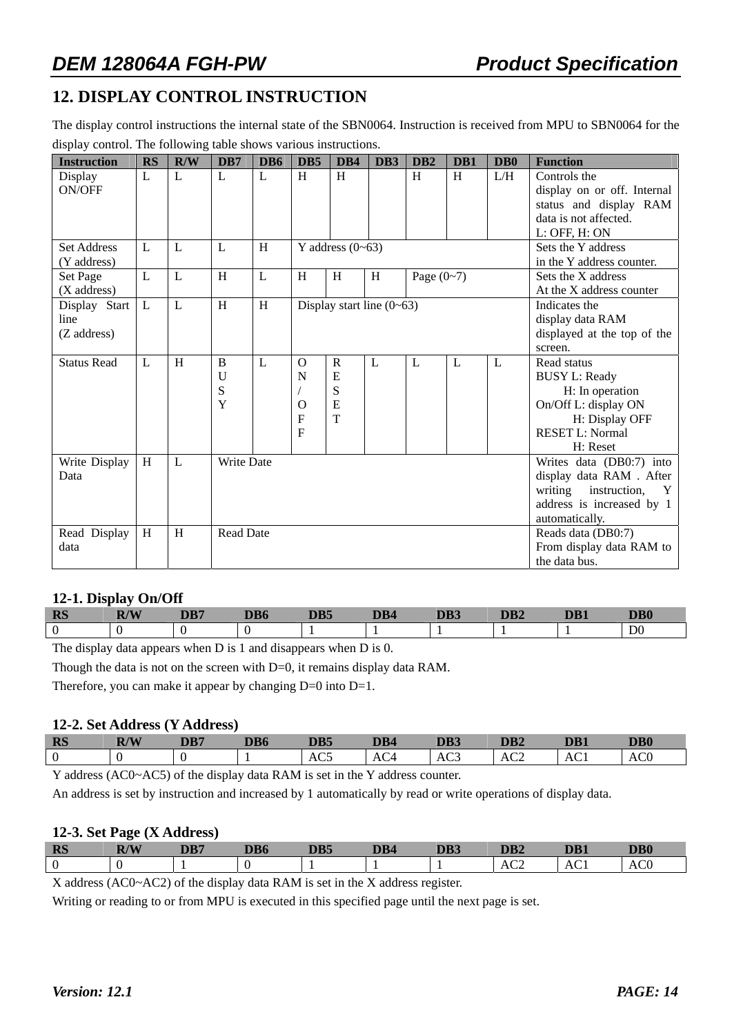## 12. DISPLAY CONTROL INSTRUCTION

The display control instructions the internal state of the SBN0064. Instruction is received from MPU to SBN0064 for the display control. The following table shows various instructions.

| Instruction | RS | R/W | DB7 | DB6 | DB5 | DB4 | DB3 | DB2 | DB1 | DB0 | Function |
|---|---|---|---|---|---|---|---|---|---|---|---|
| Display ON/OFF | L | L | L | L | H | H | | H | H | L/H | Controls the display on or off. Internal status and display RAM data is not affected. L: OFF, H: ON |
| Set Address (Y address) | L | L | L | H | Y address (0~63) | | | | | | Sets the Y address in the Y address counter. |
| Set Page (X address) | L | L | H | L | H | H | H | Page (0~7) | | | Sets the X address At the X address counter |
| Display Start line (Z address) | L | L | H | H | Display start line (0~63) | | | | | | Indicates the display data RAM displayed at the top of the screen. |
| Status Read | L | H | BUSY | L | ON/OFF | RESET | L | L | L | L | Read status BUSY L: Ready H: In operation On/Off L: display ON H: Display OFF RESET L: Normal H: Reset |
| Write Display Data | H | L | Write Date | | | | | | | | Writes data (DB0:7) into display data RAM . After writing instruction, Y address is increased by 1 automatically. |
| Read Display data | H | H | Read Date | | | | | | | | Reads data (DB0:7) From display data RAM to the data bus. |

### 12-1. Display On/Off

| RS | R/W | DB7 | DB6 | DB5 | DB4 | DB3 | DB2 | DB1 | DB0 |
|---|---|---|---|---|---|---|---|---|---|
| 0 | 0 | 0 | 0 | 1 | 1 | 1 | 1 | 1 | D0 |

The display data appears when D is 1 and disappears when D is 0.

Though the data is not on the screen with D=0, it remains display data RAM.

Therefore, you can make it appear by changing D=0 into D=1.

### 12-2. Set Address (Y Address)

| RS | R/W | DB7 | DB6 | DB5 | DB4 | DB3 | DB2 | DB1 | DB0 |
|---|---|---|---|---|---|---|---|---|---|
| 0 | 0 | 0 | 1 | AC5 | AC4 | AC3 | AC2 | AC1 | AC0 |

Y address (AC0~AC5) of the display data RAM is set in the Y address counter.

An address is set by instruction and increased by 1 automatically by read or write operations of display data.

### 12-3. Set Page (X Address)

| RS | R/W | DB7 | DB6 | DB5 | DB4 | DB3 | DB2 | DB1 | DB0 |
|---|---|---|---|---|---|---|---|---|---|
| 0 | 0 | 1 | 0 | 1 | 1 | 1 | AC2 | AC1 | AC0 |

X address (AC0~AC2) of the display data RAM is set in the X address register.

Writing or reading to or from MPU is executed in this specified page until the next page is set.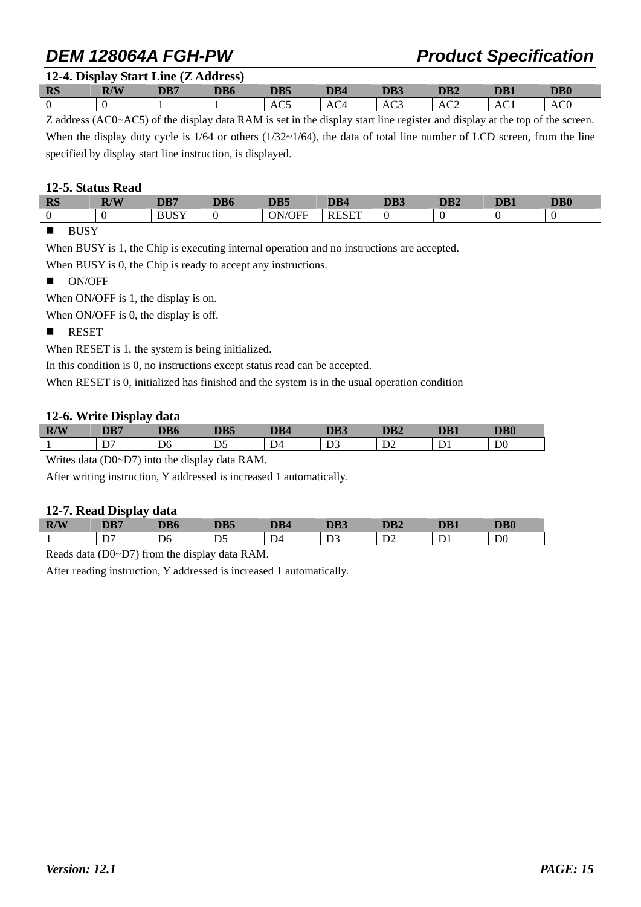### 12-4. Display Start Line (Z Address)

| RS | R/W | DB7 | DB6 | DB5 | DB4 | DB3 | DB2 | DB1 | DB0 |
|---|---|---|---|---|---|---|---|---|---|
| 0 | 0 | 1 | 1 | AC5 | AC4 | AC3 | AC2 | AC1 | AC0 |

Z address (AC0~AC5) of the display data RAM is set in the display start line register and display at the top of the screen. When the display duty cycle is 1/64 or others (1/32~1/64), the data of total line number of LCD screen, from the line specified by display start line instruction, is displayed.

### 12-5. Status Read

| RS | R/W | DB7 | DB6 | DB5 | DB4 | DB3 | DB2 | DB1 | DB0 |
|---|---|---|---|---|---|---|---|---|---|
| 0 | 0 | BUSY | 0 | ON/OFF | RESET | 0 | 0 | 0 | 0 |

- BUSY

When BUSY is 1, the Chip is executing internal operation and no instructions are accepted.

When BUSY is 0, the Chip is ready to accept any instructions.

- ON/OFF

When ON/OFF is 1, the display is on.

When ON/OFF is 0, the display is off.

- RESET

When RESET is 1, the system is being initialized.

In this condition is 0, no instructions except status read can be accepted.

When RESET is 0, initialized has finished and the system is in the usual operation condition

### 12-6. Write Display data

| R/W | DB7 | DB6 | DB5 | DB4 | DB3 | DB2 | DB1 | DB0 |
|---|---|---|---|---|---|---|---|---|
| 1 | D7 | D6 | D5 | D4 | D3 | D2 | D1 | D0 |

Writes data (D0~D7) into the display data RAM.

After writing instruction, Y addressed is increased 1 automatically.

### 12-7. Read Display data

| R/W | DB7 | DB6 | DB5 | DB4 | DB3 | DB2 | DB1 | DB0 |
|---|---|---|---|---|---|---|---|---|
| 1 | D7 | D6 | D5 | D4 | D3 | D2 | D1 | D0 |

Reads data (D0~D7) from the display data RAM.

After reading instruction, Y addressed is increased 1 automatically.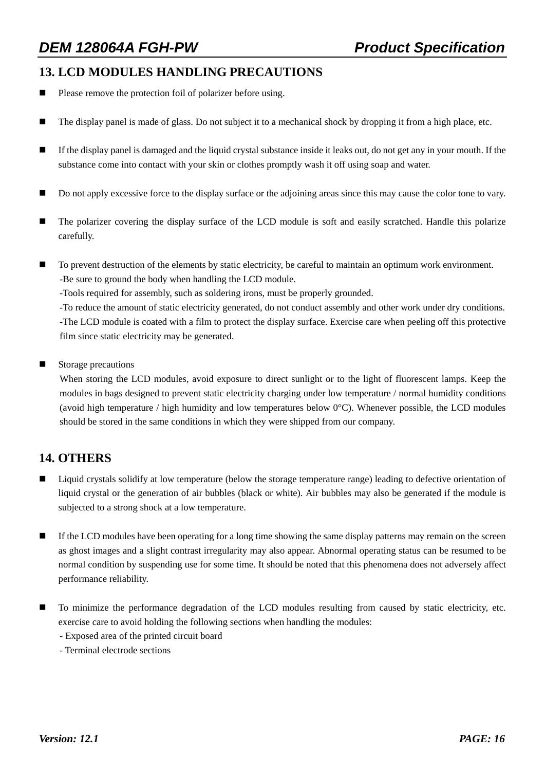## 13. LCD MODULES HANDLING PRECAUTIONS

- Please remove the protection foil of polarizer before using.

- The display panel is made of glass. Do not subject it to a mechanical shock by dropping it from a high place, etc.

- If the display panel is damaged and the liquid crystal substance inside it leaks out, do not get any in your mouth. If the substance come into contact with your skin or clothes promptly wash it off using soap and water.

- Do not apply excessive force to the display surface or the adjoining areas since this may cause the color tone to vary.

- The polarizer covering the display surface of the LCD module is soft and easily scratched. Handle this polarize carefully.

- To prevent destruction of the elements by static electricity, be careful to maintain an optimum work environment.
  -Be sure to ground the body when handling the LCD module.
  -Tools required for assembly, such as soldering irons, must be properly grounded.
  -To reduce the amount of static electricity generated, do not conduct assembly and other work under dry conditions.
  -The LCD module is coated with a film to protect the display surface. Exercise care when peeling off this protective film since static electricity may be generated.

- Storage precautions
  When storing the LCD modules, avoid exposure to direct sunlight or to the light of fluorescent lamps. Keep the modules in bags designed to prevent static electricity charging under low temperature / normal humidity conditions (avoid high temperature / high humidity and low temperatures below 0°C). Whenever possible, the LCD modules should be stored in the same conditions in which they were shipped from our company.

## 14. OTHERS

- Liquid crystals solidify at low temperature (below the storage temperature range) leading to defective orientation of liquid crystal or the generation of air bubbles (black or white). Air bubbles may also be generated if the module is subjected to a strong shock at a low temperature.

- If the LCD modules have been operating for a long time showing the same display patterns may remain on the screen as ghost images and a slight contrast irregularity may also appear. Abnormal operating status can be resumed to be normal condition by suspending use for some time. It should be noted that this phenomena does not adversely affect performance reliability.

- To minimize the performance degradation of the LCD modules resulting from caused by static electricity, etc. exercise care to avoid holding the following sections when handling the modules:
  - Exposed area of the printed circuit board
  - Terminal electrode sections